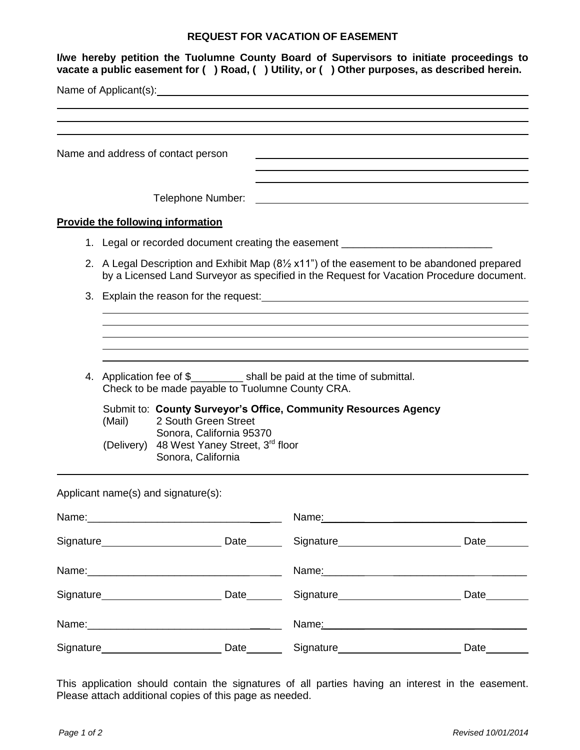# REQUEST FOR VACATION OF EASEMENT

**I/we hereby petition the Tuolumne County Board of Supervisors to initiate proceedings to vacate a public easement for ( ) Road, ( ) Utility, or ( ) Other purposes, as described herein.**

Name of Applicant(s): ______________________________________________

______________________________________________

______________________________________________

______________________________________________

Name and address of contact person ______________________________________________

______________________________________________

______________________________________________

Telephone Number: ______________________________________________

**Provide the following information**

1. Legal or recorded document creating the easement ___________________________
2. A Legal Description and Exhibit Map (8½ x11") of the easement to be abandoned prepared by a Licensed Land Surveyor as specified in the Request for Vacation Procedure document.
3. Explain the reason for the request: ______________________________________________

   ______________________________________________

   ______________________________________________

   ______________________________________________

   ______________________________________________

   ______________________________________________

4. Application fee of $_________ shall be paid at the time of submittal. Check to be made payable to Tuolumne County CRA.

   Submit to: **County Surveyor's Office, Community Resources Agency**
   (Mail) 2 South Green Street
   Sonora, California 95370
   (Delivery) 48 West Yaney Street, 3rd floor
   Sonora, California

---

Applicant name(s) and signature(s):

| | |
|---|---|
| Name: ______________________________ | Name: ______________________________ |
| Signature ____________________ Date ______ | Signature ____________________ Date ______ |
| Name: ______________________________ | Name: ______________________________ |
| Signature ____________________ Date ______ | Signature ____________________ Date ______ |
| Name: ______________________________ | Name: ______________________________ |
| Signature ____________________ Date ______ | Signature ____________________ Date ______ |

This application should contain the signatures of all parties having an interest in the easement. Please attach additional copies of this page as needed.

*Revised 10/01/2014*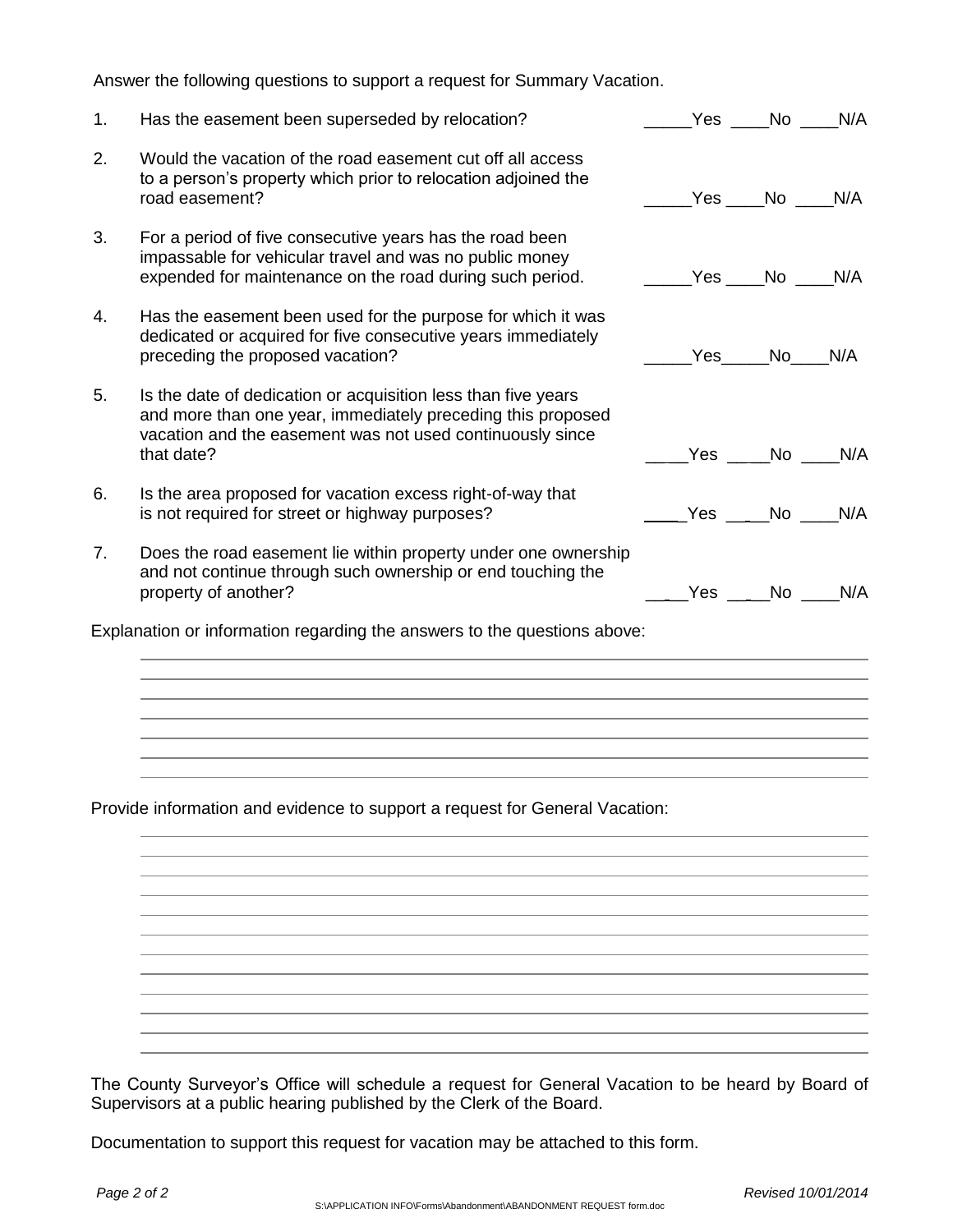Answer the following questions to support a request for Summary Vacation.

1. Has the easement been superseded by relocation? _____Yes ____No ____N/A

2. Would the vacation of the road easement cut off all access to a person's property which prior to relocation adjoined the road easement? _____Yes ____No ____N/A

3. For a period of five consecutive years has the road been impassable for vehicular travel and was no public money expended for maintenance on the road during such period. _____Yes ____No ____N/A

4. Has the easement been used for the purpose for which it was dedicated or acquired for five consecutive years immediately preceding the proposed vacation? _____Yes_____No____N/A

5. Is the date of dedication or acquisition less than five years and more than one year, immediately preceding this proposed vacation and the easement was not used continuously since that date? _____Yes _____No ____N/A

6. Is the area proposed for vacation excess right-of-way that is not required for street or highway purposes? _____Yes _____No ____N/A

7. Does the road easement lie within property under one ownership and not continue through such ownership or end touching the property of another? _____Yes _____No ____N/A

Explanation or information regarding the answers to the questions above:

______________________________________________________________________________
______________________________________________________________________________
______________________________________________________________________________
______________________________________________________________________________
______________________________________________________________________________
______________________________________________________________________________
______________________________________________________________________________

Provide information and evidence to support a request for General Vacation:

______________________________________________________________________________
______________________________________________________________________________
______________________________________________________________________________
______________________________________________________________________________
______________________________________________________________________________
______________________________________________________________________________
______________________________________________________________________________
______________________________________________________________________________
______________________________________________________________________________
______________________________________________________________________________
______________________________________________________________________________
______________________________________________________________________________

The County Surveyor's Office will schedule a request for General Vacation to be heard by Board of Supervisors at a public hearing published by the Clerk of the Board.

Documentation to support this request for vacation may be attached to this form.

*Revised 10/01/2014*

S:\APPLICATION INFO\Forms\Abandonment\ABANDONMENT REQUEST form.doc